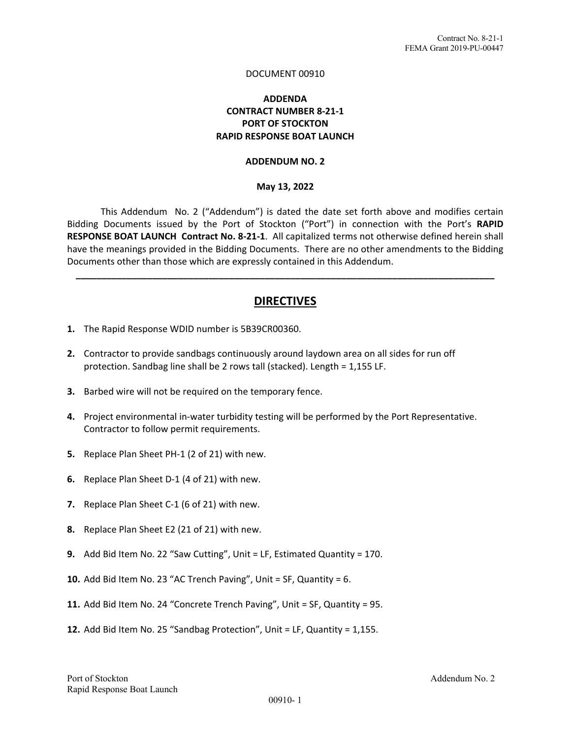DOCUMENT 00910

**ADDENDA**
**CONTRACT NUMBER 8-21-1**
**PORT OF STOCKTON**
**RAPID RESPONSE BOAT LAUNCH**

**ADDENDUM NO. 2**

**May 13, 2022**

This Addendum No. 2 ("Addendum") is dated the date set forth above and modifies certain Bidding Documents issued by the Port of Stockton ("Port") in connection with the Port's **RAPID RESPONSE BOAT LAUNCH Contract No. 8-21-1**. All capitalized terms not otherwise defined herein shall have the meanings provided in the Bidding Documents. There are no other amendments to the Bidding Documents other than those which are expressly contained in this Addendum.

---

## DIRECTIVES

1. The Rapid Response WDID number is 5B39CR00360.
2. Contractor to provide sandbags continuously around laydown area on all sides for run off protection. Sandbag line shall be 2 rows tall (stacked). Length = 1,155 LF.
3. Barbed wire will not be required on the temporary fence.
4. Project environmental in-water turbidity testing will be performed by the Port Representative. Contractor to follow permit requirements.
5. Replace Plan Sheet PH-1 (2 of 21) with new.
6. Replace Plan Sheet D-1 (4 of 21) with new.
7. Replace Plan Sheet C-1 (6 of 21) with new.
8. Replace Plan Sheet E2 (21 of 21) with new.
9. Add Bid Item No. 22 "Saw Cutting", Unit = LF, Estimated Quantity = 170.
10. Add Bid Item No. 23 "AC Trench Paving", Unit = SF, Quantity = 6.
11. Add Bid Item No. 24 "Concrete Trench Paving", Unit = SF, Quantity = 95.
12. Add Bid Item No. 25 "Sandbag Protection", Unit = LF, Quantity = 1,155.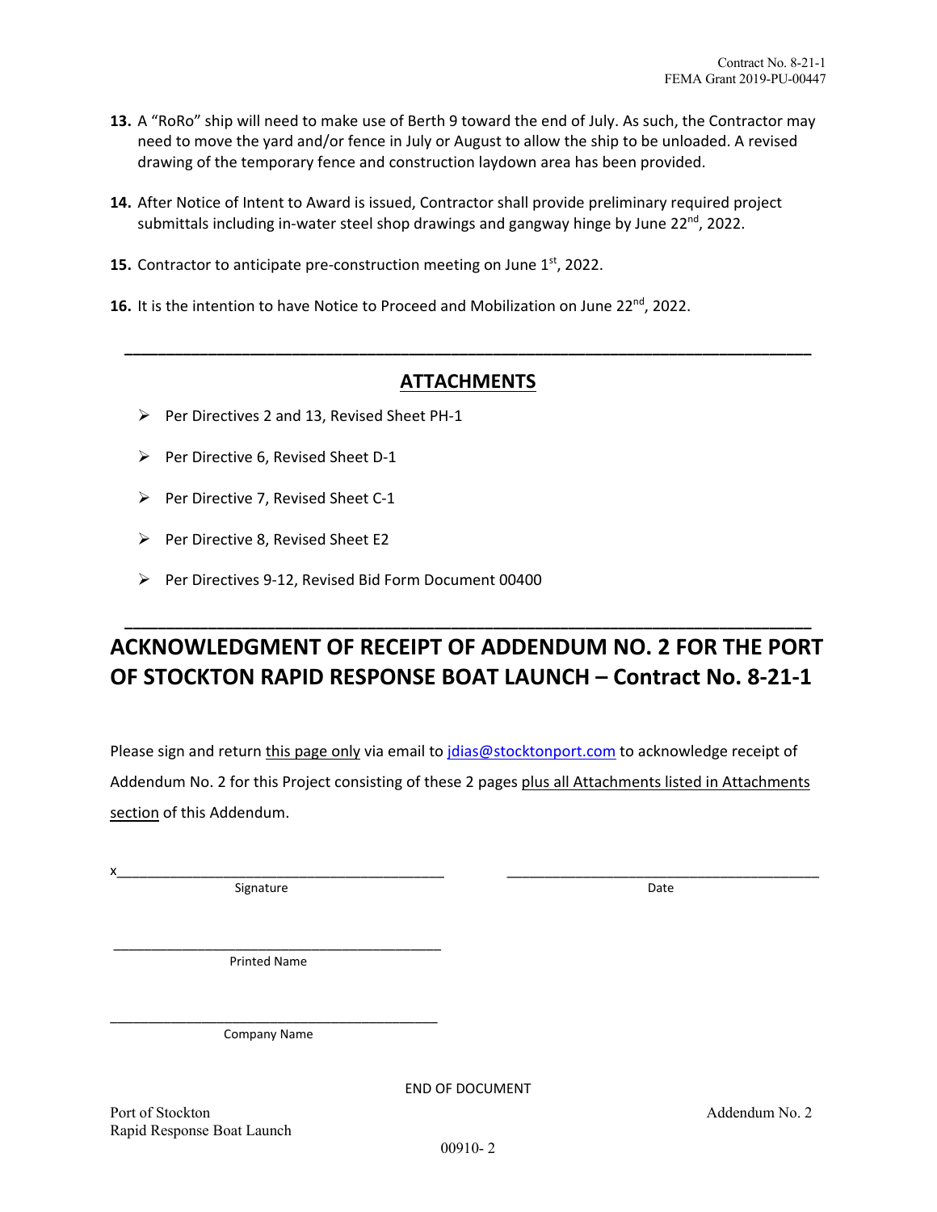13. A "RoRo" ship will need to make use of Berth 9 toward the end of July. As such, the Contractor may need to move the yard and/or fence in July or August to allow the ship to be unloaded. A revised drawing of the temporary fence and construction laydown area has been provided.

14. After Notice of Intent to Award is issued, Contractor shall provide preliminary required project submittals including in-water steel shop drawings and gangway hinge by June 22nd, 2022.

15. Contractor to anticipate pre-construction meeting on June 1st, 2022.

16. It is the intention to have Notice to Proceed and Mobilization on June 22nd, 2022.

---

## ATTACHMENTS

- Per Directives 2 and 13, Revised Sheet PH-1
- Per Directive 6, Revised Sheet D-1
- Per Directive 7, Revised Sheet C-1
- Per Directive 8, Revised Sheet E2
- Per Directives 9-12, Revised Bid Form Document 00400

---

## ACKNOWLEDGMENT OF RECEIPT OF ADDENDUM NO. 2 FOR THE PORT OF STOCKTON RAPID RESPONSE BOAT LAUNCH – Contract No. 8-21-1

Please sign and return this page only via email to jdias@stocktonport.com to acknowledge receipt of Addendum No. 2 for this Project consisting of these 2 pages plus all Attachments listed in Attachments section of this Addendum.

x\_\_\_\_\_\_\_\_\_\_\_\_\_\_\_\_\_\_\_\_\_\_\_\_\_\_\_\_\_\_\_\_\_\_\_\_\_\_\_\_ \_\_\_\_\_\_\_\_\_\_\_\_\_\_\_\_\_\_\_\_\_\_\_\_\_\_\_\_\_\_\_\_\_\_\_\_\_\_\_\_

Signature Date

\_\_\_\_\_\_\_\_\_\_\_\_\_\_\_\_\_\_\_\_\_\_\_\_\_\_\_\_\_\_\_\_\_\_\_\_\_\_\_\_

Printed Name

\_\_\_\_\_\_\_\_\_\_\_\_\_\_\_\_\_\_\_\_\_\_\_\_\_\_\_\_\_\_\_\_\_\_\_\_\_\_\_\_

Company Name

END OF DOCUMENT